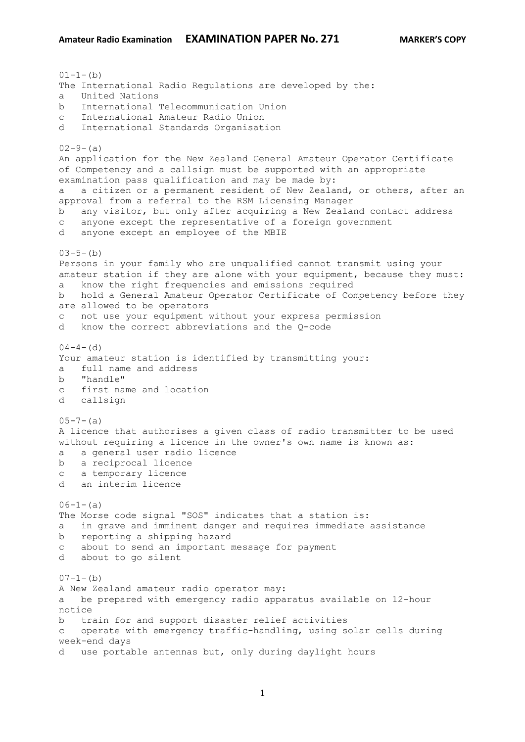Amateur Radio Examination **EXAMINATION PAPER No. 271** **MARKER'S COPY**

01-1-(b)
The International Radio Regulations are developed by the:
a United Nations
b International Telecommunication Union
c International Amateur Radio Union
d International Standards Organisation

02-9-(a)
An application for the New Zealand General Amateur Operator Certificate of Competency and a callsign must be supported with an appropriate examination pass qualification and may be made by:
a a citizen or a permanent resident of New Zealand, or others, after an approval from a referral to the RSM Licensing Manager
b any visitor, but only after acquiring a New Zealand contact address
c anyone except the representative of a foreign government
d anyone except an employee of the MBIE

03-5-(b)
Persons in your family who are unqualified cannot transmit using your amateur station if they are alone with your equipment, because they must:
a know the right frequencies and emissions required
b hold a General Amateur Operator Certificate of Competency before they are allowed to be operators
c not use your equipment without your express permission
d know the correct abbreviations and the Q-code

04-4-(d)
Your amateur station is identified by transmitting your:
a full name and address
b "handle"
c first name and location
d callsign

05-7-(a)
A licence that authorises a given class of radio transmitter to be used without requiring a licence in the owner's own name is known as:
a a general user radio licence
b a reciprocal licence
c a temporary licence
d an interim licence

06-1-(a)
The Morse code signal "SOS" indicates that a station is:
a in grave and imminent danger and requires immediate assistance
b reporting a shipping hazard
c about to send an important message for payment
d about to go silent

07-1-(b)
A New Zealand amateur radio operator may:
a be prepared with emergency radio apparatus available on 12-hour notice
b train for and support disaster relief activities
c operate with emergency traffic-handling, using solar cells during week-end days
d use portable antennas but, only during daylight hours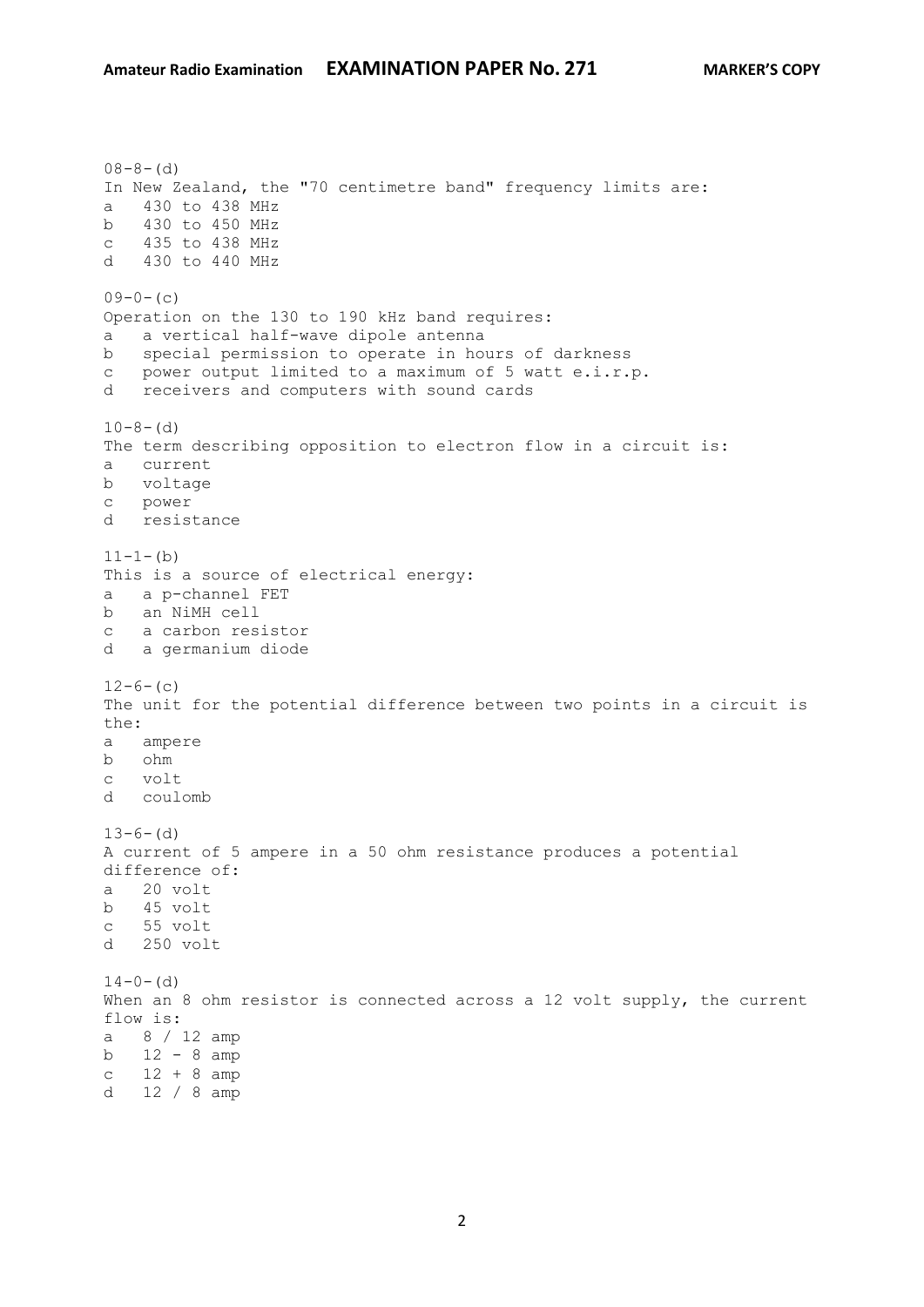08-8-(d)
In New Zealand, the "70 centimetre band" frequency limits are:
a 430 to 438 MHz
b 430 to 450 MHz
c 435 to 438 MHz
d 430 to 440 MHz

09-0-(c)
Operation on the 130 to 190 kHz band requires:
a a vertical half-wave dipole antenna
b special permission to operate in hours of darkness
c power output limited to a maximum of 5 watt e.i.r.p.
d receivers and computers with sound cards

10-8-(d)
The term describing opposition to electron flow in a circuit is:
a current
b voltage
c power
d resistance

11-1-(b)
This is a source of electrical energy:
a a p-channel FET
b an NiMH cell
c a carbon resistor
d a germanium diode

12-6-(c)
The unit for the potential difference between two points in a circuit is the:
a ampere
b ohm
c volt
d coulomb

13-6-(d)
A current of 5 ampere in a 50 ohm resistance produces a potential difference of:
a 20 volt
b 45 volt
c 55 volt
d 250 volt

14-0-(d)
When an 8 ohm resistor is connected across a 12 volt supply, the current flow is:
a 8 / 12 amp
b 12 - 8 amp
c 12 + 8 amp
d 12 / 8 amp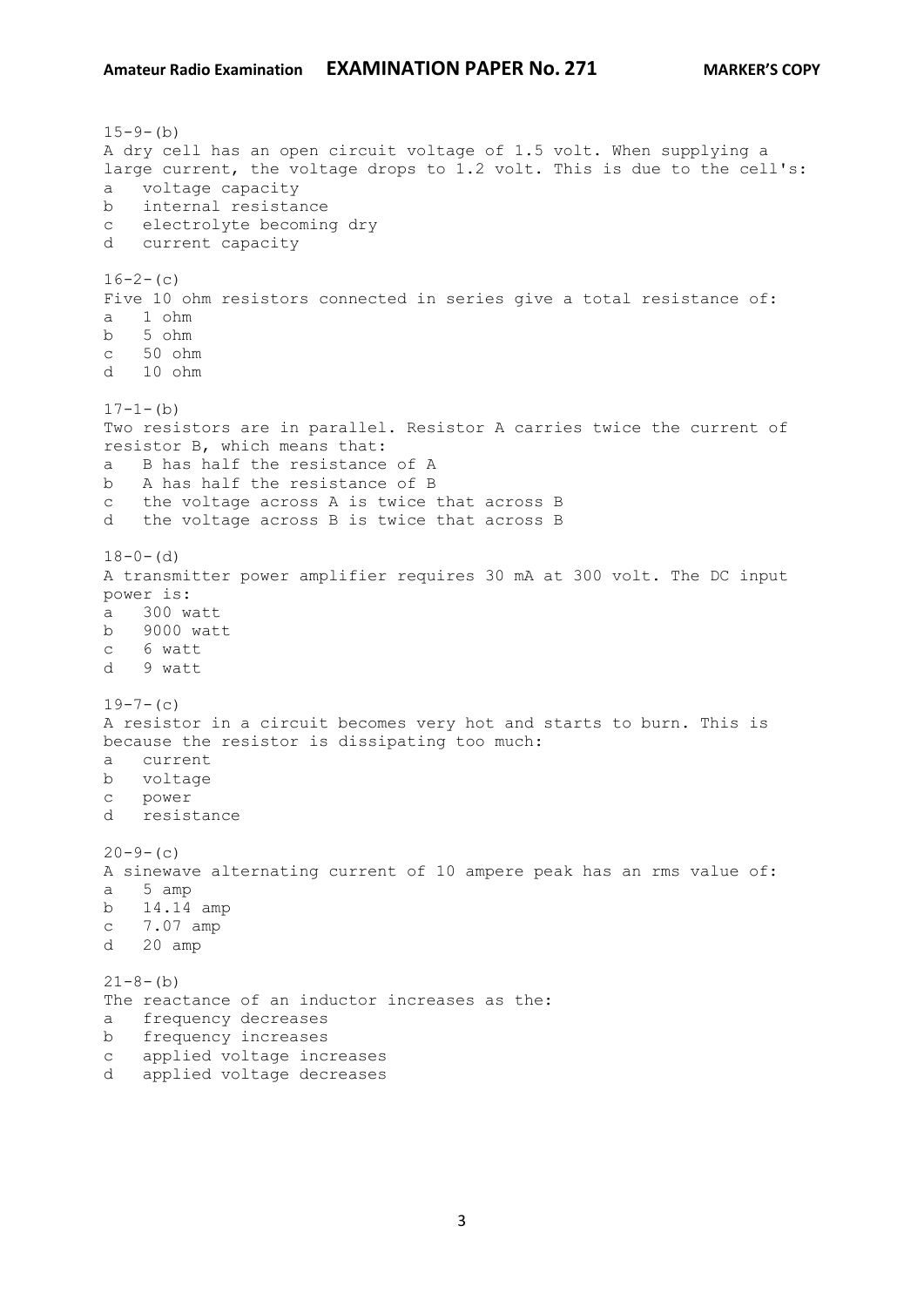15-9-(b)
A dry cell has an open circuit voltage of 1.5 volt. When supplying a large current, the voltage drops to 1.2 volt. This is due to the cell's:
a voltage capacity
b internal resistance
c electrolyte becoming dry
d current capacity

16-2-(c)
Five 10 ohm resistors connected in series give a total resistance of:
a 1 ohm
b 5 ohm
c 50 ohm
d 10 ohm

17-1-(b)
Two resistors are in parallel. Resistor A carries twice the current of resistor B, which means that:
a B has half the resistance of A
b A has half the resistance of B
c the voltage across A is twice that across B
d the voltage across B is twice that across B

18-0-(d)
A transmitter power amplifier requires 30 mA at 300 volt. The DC input power is:
a 300 watt
b 9000 watt
c 6 watt
d 9 watt

19-7-(c)
A resistor in a circuit becomes very hot and starts to burn. This is because the resistor is dissipating too much:
a current
b voltage
c power
d resistance

20-9-(c)
A sinewave alternating current of 10 ampere peak has an rms value of:
a 5 amp
b 14.14 amp
c 7.07 amp
d 20 amp

21-8-(b)
The reactance of an inductor increases as the:
a frequency decreases
b frequency increases
c applied voltage increases
d applied voltage decreases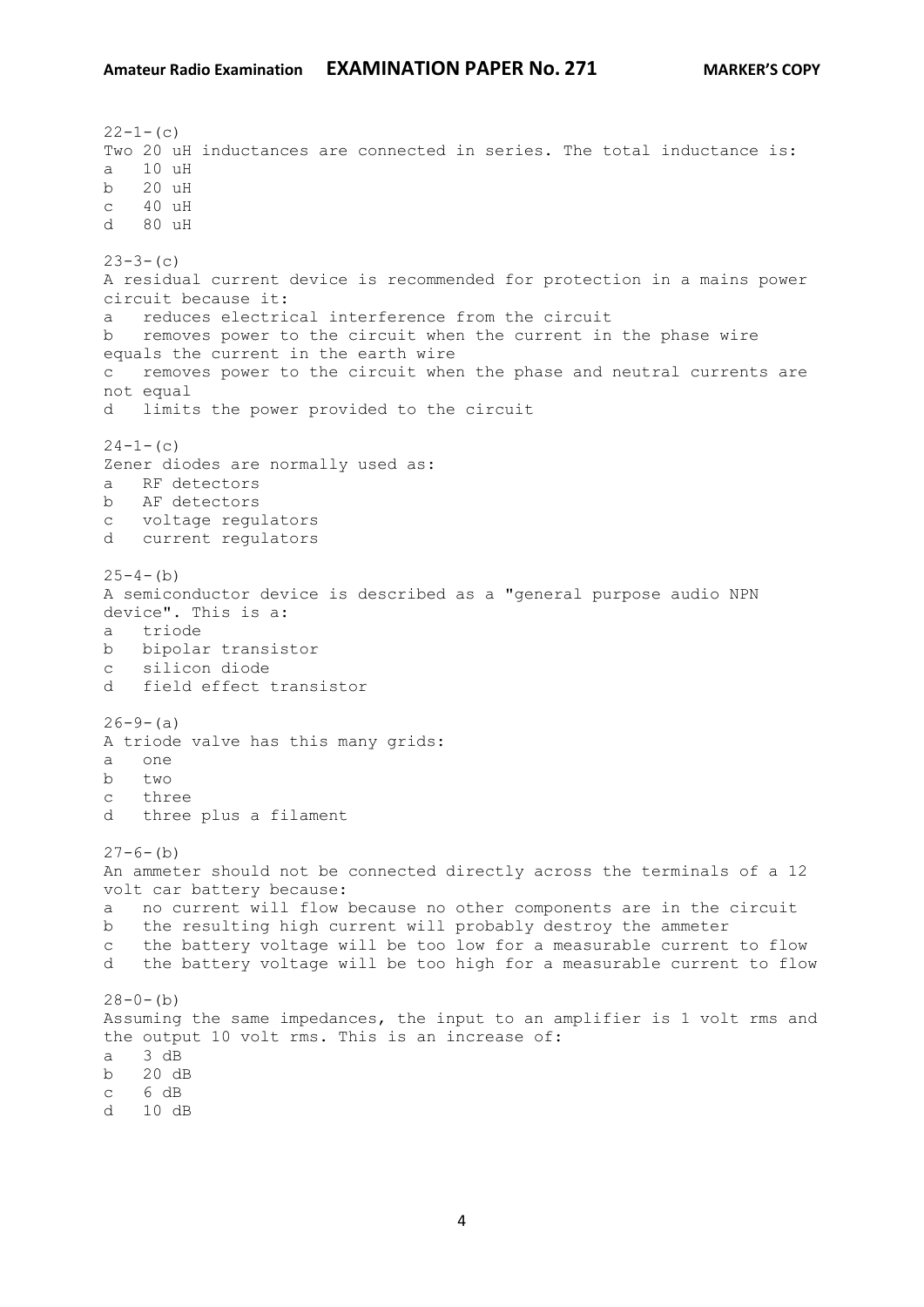22-1-(c)
Two 20 uH inductances are connected in series. The total inductance is:
a 10 uH
b 20 uH
c 40 uH
d 80 uH

23-3-(c)
A residual current device is recommended for protection in a mains power circuit because it:
a reduces electrical interference from the circuit
b removes power to the circuit when the current in the phase wire equals the current in the earth wire
c removes power to the circuit when the phase and neutral currents are not equal
d limits the power provided to the circuit

24-1-(c)
Zener diodes are normally used as:
a RF detectors
b AF detectors
c voltage regulators
d current regulators

25-4-(b)
A semiconductor device is described as a "general purpose audio NPN device". This is a:
a triode
b bipolar transistor
c silicon diode
d field effect transistor

26-9-(a)
A triode valve has this many grids:
a one
b two
c three
d three plus a filament

27-6-(b)
An ammeter should not be connected directly across the terminals of a 12 volt car battery because:
a no current will flow because no other components are in the circuit
b the resulting high current will probably destroy the ammeter
c the battery voltage will be too low for a measurable current to flow
d the battery voltage will be too high for a measurable current to flow

28-0-(b)
Assuming the same impedances, the input to an amplifier is 1 volt rms and the output 10 volt rms. This is an increase of:
a 3 dB
b 20 dB
c 6 dB
d 10 dB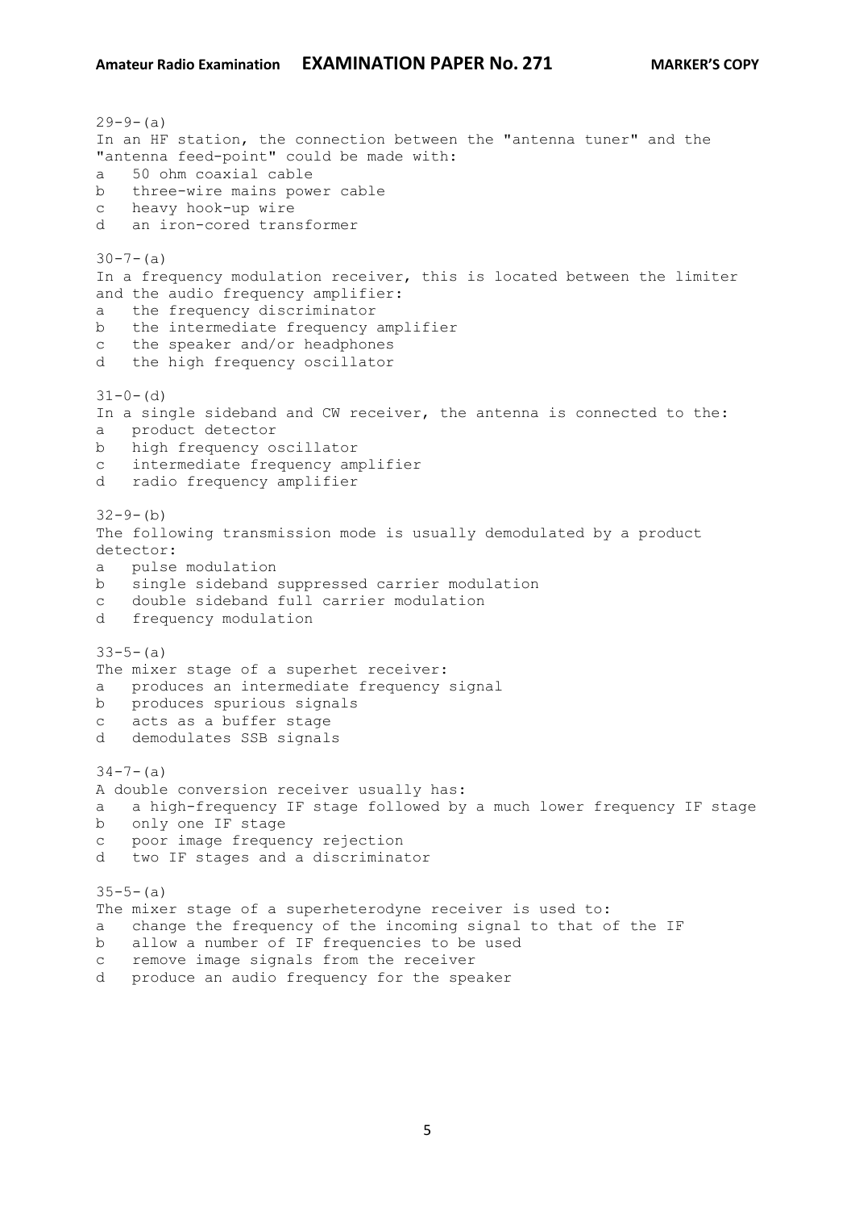29-9-(a)
In an HF station, the connection between the "antenna tuner" and the "antenna feed-point" could be made with:

a 50 ohm coaxial cable
b three-wire mains power cable
c heavy hook-up wire
d an iron-cored transformer

30-7-(a)
In a frequency modulation receiver, this is located between the limiter and the audio frequency amplifier:

a the frequency discriminator
b the intermediate frequency amplifier
c the speaker and/or headphones
d the high frequency oscillator

31-0-(d)
In a single sideband and CW receiver, the antenna is connected to the:

a product detector
b high frequency oscillator
c intermediate frequency amplifier
d radio frequency amplifier

32-9-(b)
The following transmission mode is usually demodulated by a product detector:

a pulse modulation
b single sideband suppressed carrier modulation
c double sideband full carrier modulation
d frequency modulation

33-5-(a)
The mixer stage of a superhet receiver:

a produces an intermediate frequency signal
b produces spurious signals
c acts as a buffer stage
d demodulates SSB signals

34-7-(a)
A double conversion receiver usually has:

a a high-frequency IF stage followed by a much lower frequency IF stage
b only one IF stage
c poor image frequency rejection
d two IF stages and a discriminator

35-5-(a)
The mixer stage of a superheterodyne receiver is used to:

a change the frequency of the incoming signal to that of the IF
b allow a number of IF frequencies to be used
c remove image signals from the receiver
d produce an audio frequency for the speaker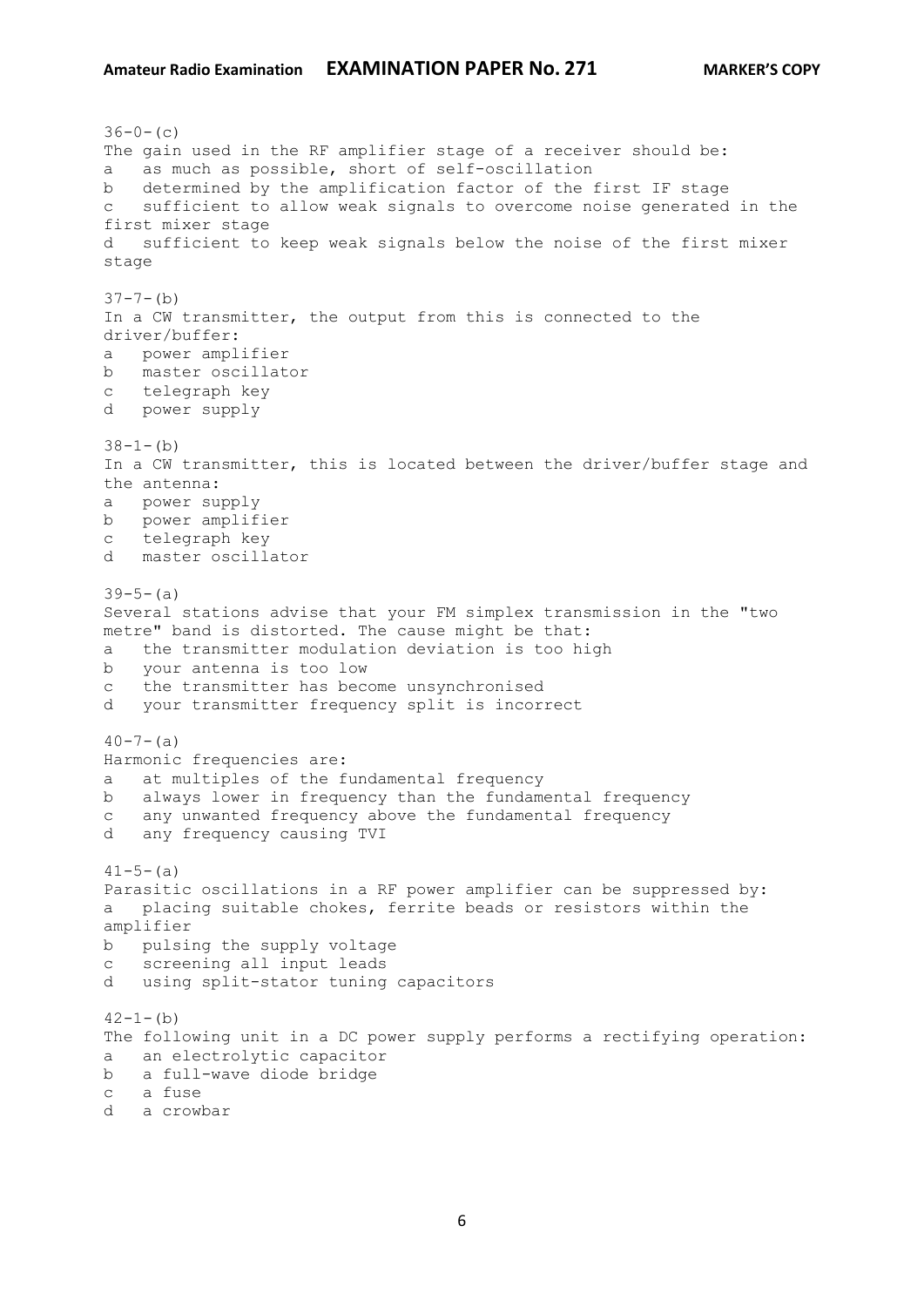36-0-(c)
The gain used in the RF amplifier stage of a receiver should be:
a   as much as possible, short of self-oscillation
b   determined by the amplification factor of the first IF stage
c   sufficient to allow weak signals to overcome noise generated in the first mixer stage
d   sufficient to keep weak signals below the noise of the first mixer stage

37-7-(b)
In a CW transmitter, the output from this is connected to the driver/buffer:
a   power amplifier
b   master oscillator
c   telegraph key
d   power supply

38-1-(b)
In a CW transmitter, this is located between the driver/buffer stage and the antenna:
a   power supply
b   power amplifier
c   telegraph key
d   master oscillator

39-5-(a)
Several stations advise that your FM simplex transmission in the "two metre" band is distorted. The cause might be that:
a   the transmitter modulation deviation is too high
b   your antenna is too low
c   the transmitter has become unsynchronised
d   your transmitter frequency split is incorrect

40-7-(a)
Harmonic frequencies are:
a   at multiples of the fundamental frequency
b   always lower in frequency than the fundamental frequency
c   any unwanted frequency above the fundamental frequency
d   any frequency causing TVI

41-5-(a)
Parasitic oscillations in a RF power amplifier can be suppressed by:
a   placing suitable chokes, ferrite beads or resistors within the amplifier
b   pulsing the supply voltage
c   screening all input leads
d   using split-stator tuning capacitors

42-1-(b)
The following unit in a DC power supply performs a rectifying operation:
a   an electrolytic capacitor
b   a full-wave diode bridge
c   a fuse
d   a crowbar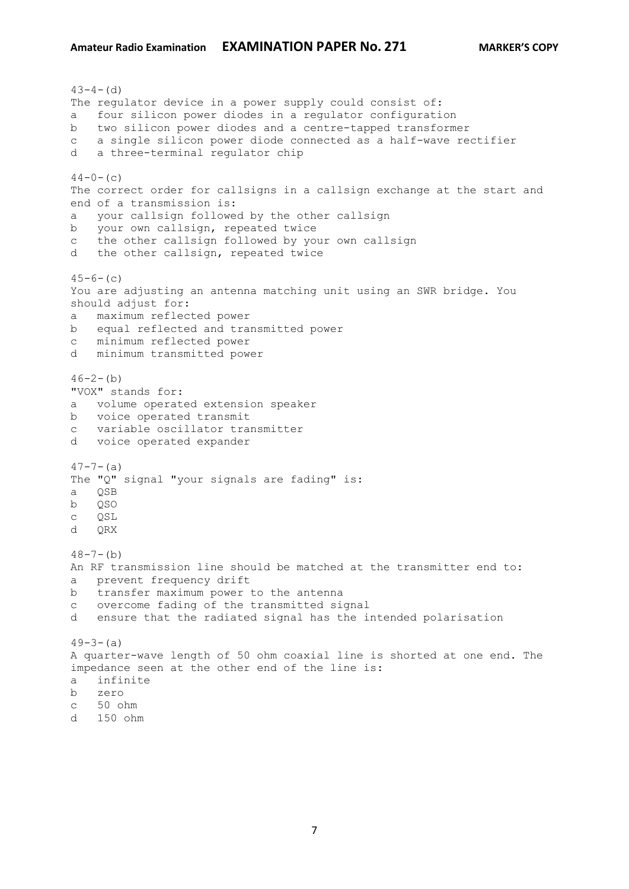43-4-(d)
The regulator device in a power supply could consist of:
a four silicon power diodes in a regulator configuration
b two silicon power diodes and a centre-tapped transformer
c a single silicon power diode connected as a half-wave rectifier
d a three-terminal regulator chip

44-0-(c)
The correct order for callsigns in a callsign exchange at the start and end of a transmission is:
a your callsign followed by the other callsign
b your own callsign, repeated twice
c the other callsign followed by your own callsign
d the other callsign, repeated twice

45-6-(c)
You are adjusting an antenna matching unit using an SWR bridge. You should adjust for:
a maximum reflected power
b equal reflected and transmitted power
c minimum reflected power
d minimum transmitted power

46-2-(b)
"VOX" stands for:
a volume operated extension speaker
b voice operated transmit
c variable oscillator transmitter
d voice operated expander

47-7-(a)
The "Q" signal "your signals are fading" is:
a QSB
b QSO
c QSL
d QRX

48-7-(b)
An RF transmission line should be matched at the transmitter end to:
a prevent frequency drift
b transfer maximum power to the antenna
c overcome fading of the transmitted signal
d ensure that the radiated signal has the intended polarisation

49-3-(a)
A quarter-wave length of 50 ohm coaxial line is shorted at one end. The impedance seen at the other end of the line is:
a infinite
b zero
c 50 ohm
d 150 ohm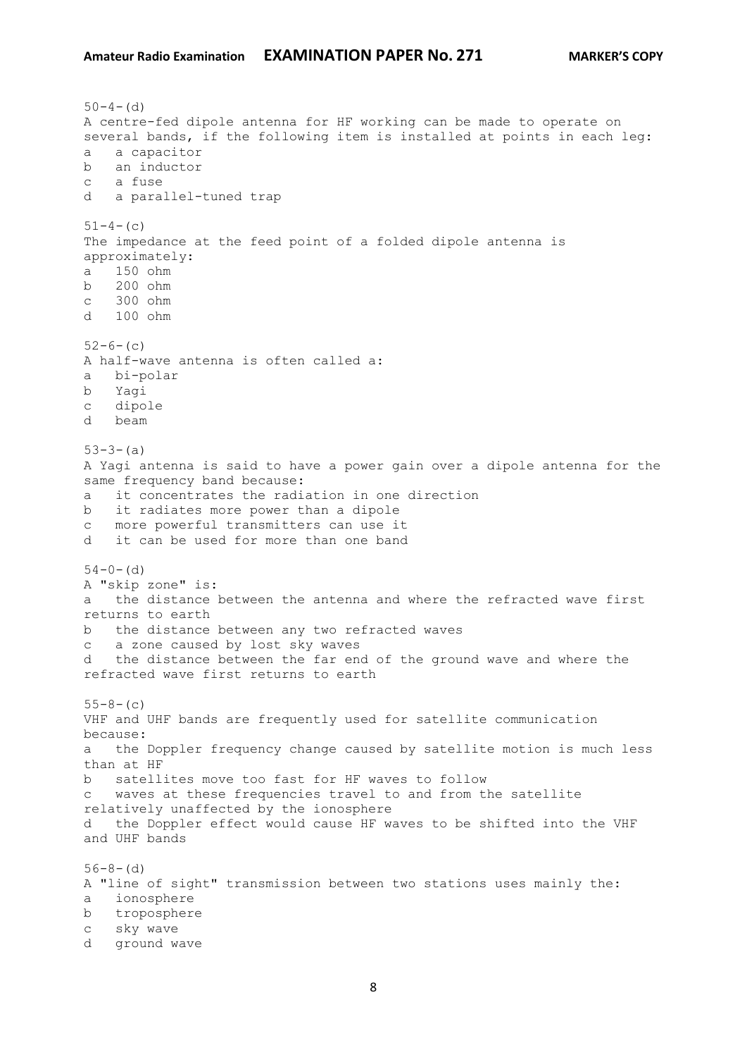50-4-(d)
A centre-fed dipole antenna for HF working can be made to operate on several bands, if the following item is installed at points in each leg:
a   a capacitor
b   an inductor
c   a fuse
d   a parallel-tuned trap

51-4-(c)
The impedance at the feed point of a folded dipole antenna is approximately:
a   150 ohm
b   200 ohm
c   300 ohm
d   100 ohm

52-6-(c)
A half-wave antenna is often called a:
a   bi-polar
b   Yagi
c   dipole
d   beam

53-3-(a)
A Yagi antenna is said to have a power gain over a dipole antenna for the same frequency band because:
a   it concentrates the radiation in one direction
b   it radiates more power than a dipole
c   more powerful transmitters can use it
d   it can be used for more than one band

54-0-(d)
A "skip zone" is:
a   the distance between the antenna and where the refracted wave first returns to earth
b   the distance between any two refracted waves
c   a zone caused by lost sky waves
d   the distance between the far end of the ground wave and where the refracted wave first returns to earth

55-8-(c)
VHF and UHF bands are frequently used for satellite communication because:
a   the Doppler frequency change caused by satellite motion is much less than at HF
b   satellites move too fast for HF waves to follow
c   waves at these frequencies travel to and from the satellite relatively unaffected by the ionosphere
d   the Doppler effect would cause HF waves to be shifted into the VHF and UHF bands

56-8-(d)
A "line of sight" transmission between two stations uses mainly the:
a   ionosphere
b   troposphere
c   sky wave
d   ground wave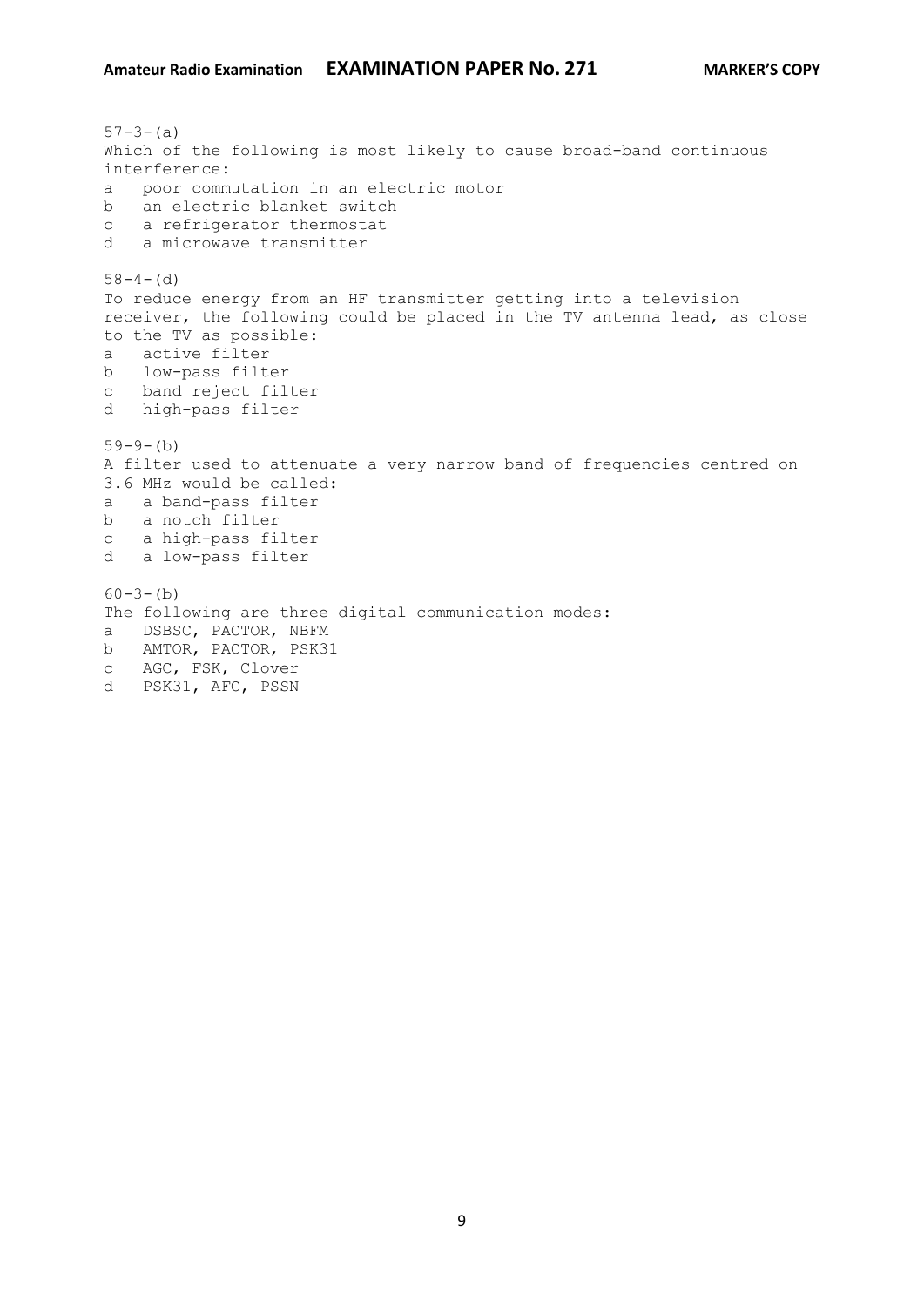57-3-(a)
Which of the following is most likely to cause broad-band continuous interference:

a poor commutation in an electric motor
b an electric blanket switch
c a refrigerator thermostat
d a microwave transmitter

58-4-(d)
To reduce energy from an HF transmitter getting into a television receiver, the following could be placed in the TV antenna lead, as close to the TV as possible:

a active filter
b low-pass filter
c band reject filter
d high-pass filter

59-9-(b)
A filter used to attenuate a very narrow band of frequencies centred on 3.6 MHz would be called:

a a band-pass filter
b a notch filter
c a high-pass filter
d a low-pass filter

60-3-(b)
The following are three digital communication modes:

a DSBSC, PACTOR, NBFM
b AMTOR, PACTOR, PSK31
c AGC, FSK, Clover
d PSK31, AFC, PSSN